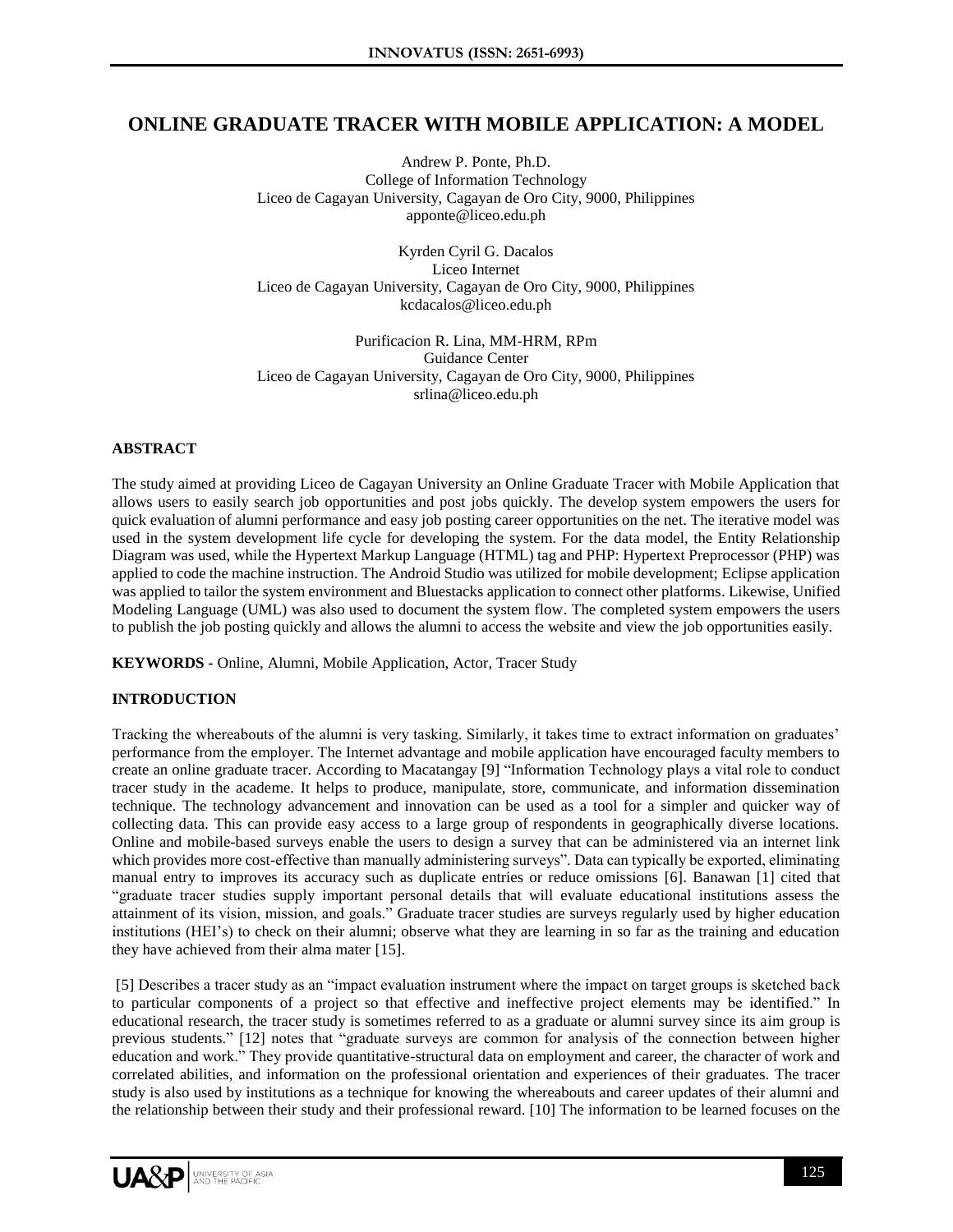# ONLINE GRADUATE TRACER WITH MOBILE APPLICATION: A MODEL

Andrew P. Ponte, Ph.D.
College of Information Technology
Liceo de Cagayan University, Cagayan de Oro City, 9000, Philippines
apponte@liceo.edu.ph

Kyrden Cyril G. Dacalos
Liceo Internet
Liceo de Cagayan University, Cagayan de Oro City, 9000, Philippines
kcdacalos@liceo.edu.ph

Purificacion R. Lina, MM-HRM, RPm
Guidance Center
Liceo de Cagayan University, Cagayan de Oro City, 9000, Philippines
srlina@liceo.edu.ph

## ABSTRACT

The study aimed at providing Liceo de Cagayan University an Online Graduate Tracer with Mobile Application that allows users to easily search job opportunities and post jobs quickly. The develop system empowers the users for quick evaluation of alumni performance and easy job posting career opportunities on the net. The iterative model was used in the system development life cycle for developing the system. For the data model, the Entity Relationship Diagram was used, while the Hypertext Markup Language (HTML) tag and PHP: Hypertext Preprocessor (PHP) was applied to code the machine instruction. The Android Studio was utilized for mobile development; Eclipse application was applied to tailor the system environment and Bluestacks application to connect other platforms. Likewise, Unified Modeling Language (UML) was also used to document the system flow. The completed system empowers the users to publish the job posting quickly and allows the alumni to access the website and view the job opportunities easily.

**KEYWORDS -** Online, Alumni, Mobile Application, Actor, Tracer Study

## INTRODUCTION

Tracking the whereabouts of the alumni is very tasking. Similarly, it takes time to extract information on graduates' performance from the employer. The Internet advantage and mobile application have encouraged faculty members to create an online graduate tracer. According to Macatangay [9] "Information Technology plays a vital role to conduct tracer study in the academe. It helps to produce, manipulate, store, communicate, and information dissemination technique. The technology advancement and innovation can be used as a tool for a simpler and quicker way of collecting data. This can provide easy access to a large group of respondents in geographically diverse locations. Online and mobile-based surveys enable the users to design a survey that can be administered via an internet link which provides more cost-effective than manually administering surveys". Data can typically be exported, eliminating manual entry to improves its accuracy such as duplicate entries or reduce omissions [6]. Banawan [1] cited that "graduate tracer studies supply important personal details that will evaluate educational institutions assess the attainment of its vision, mission, and goals." Graduate tracer studies are surveys regularly used by higher education institutions (HEI's) to check on their alumni; observe what they are learning in so far as the training and education they have achieved from their alma mater [15].

[5] Describes a tracer study as an "impact evaluation instrument where the impact on target groups is sketched back to particular components of a project so that effective and ineffective project elements may be identified." In educational research, the tracer study is sometimes referred to as a graduate or alumni survey since its aim group is previous students." [12] notes that "graduate surveys are common for analysis of the connection between higher education and work." They provide quantitative-structural data on employment and career, the character of work and correlated abilities, and information on the professional orientation and experiences of their graduates. The tracer study is also used by institutions as a technique for knowing the whereabouts and career updates of their alumni and the relationship between their study and their professional reward. [10] The information to be learned focuses on the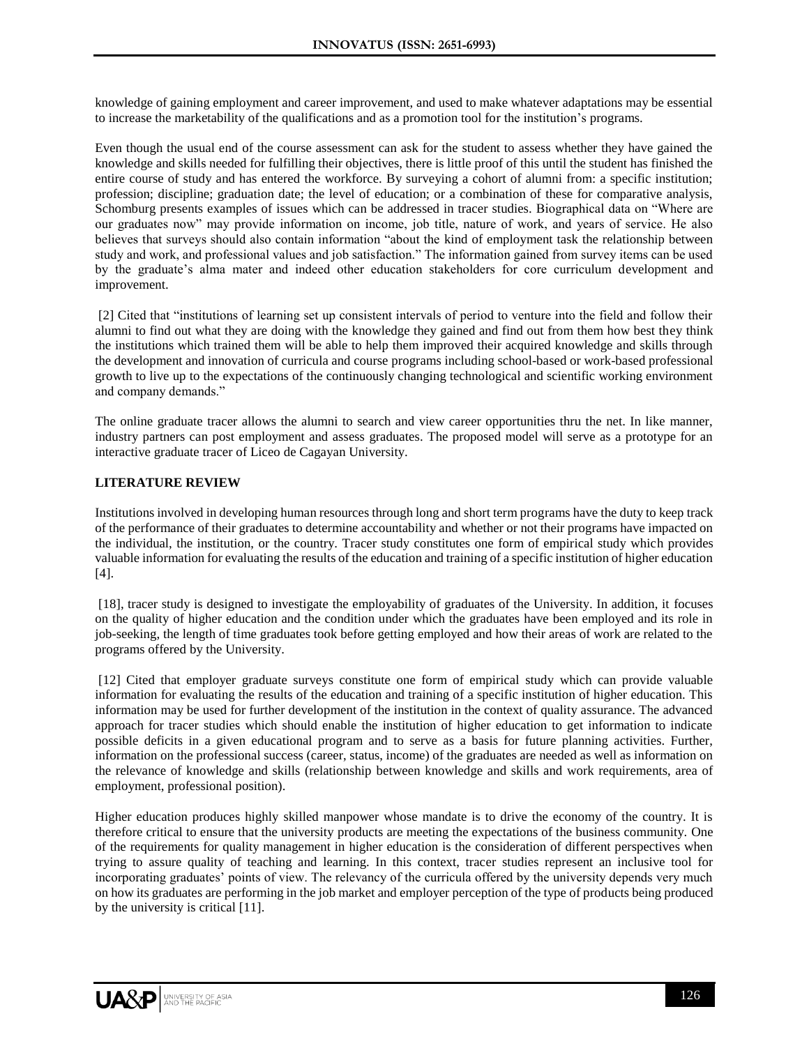knowledge of gaining employment and career improvement, and used to make whatever adaptations may be essential to increase the marketability of the qualifications and as a promotion tool for the institution's programs.

Even though the usual end of the course assessment can ask for the student to assess whether they have gained the knowledge and skills needed for fulfilling their objectives, there is little proof of this until the student has finished the entire course of study and has entered the workforce. By surveying a cohort of alumni from: a specific institution; profession; discipline; graduation date; the level of education; or a combination of these for comparative analysis, Schomburg presents examples of issues which can be addressed in tracer studies. Biographical data on "Where are our graduates now" may provide information on income, job title, nature of work, and years of service. He also believes that surveys should also contain information "about the kind of employment task the relationship between study and work, and professional values and job satisfaction." The information gained from survey items can be used by the graduate's alma mater and indeed other education stakeholders for core curriculum development and improvement.

[2] Cited that "institutions of learning set up consistent intervals of period to venture into the field and follow their alumni to find out what they are doing with the knowledge they gained and find out from them how best they think the institutions which trained them will be able to help them improved their acquired knowledge and skills through the development and innovation of curricula and course programs including school-based or work-based professional growth to live up to the expectations of the continuously changing technological and scientific working environment and company demands."

The online graduate tracer allows the alumni to search and view career opportunities thru the net. In like manner, industry partners can post employment and assess graduates. The proposed model will serve as a prototype for an interactive graduate tracer of Liceo de Cagayan University.

## LITERATURE REVIEW

Institutions involved in developing human resources through long and short term programs have the duty to keep track of the performance of their graduates to determine accountability and whether or not their programs have impacted on the individual, the institution, or the country. Tracer study constitutes one form of empirical study which provides valuable information for evaluating the results of the education and training of a specific institution of higher education [4].

[18], tracer study is designed to investigate the employability of graduates of the University. In addition, it focuses on the quality of higher education and the condition under which the graduates have been employed and its role in job-seeking, the length of time graduates took before getting employed and how their areas of work are related to the programs offered by the University.

[12] Cited that employer graduate surveys constitute one form of empirical study which can provide valuable information for evaluating the results of the education and training of a specific institution of higher education. This information may be used for further development of the institution in the context of quality assurance. The advanced approach for tracer studies which should enable the institution of higher education to get information to indicate possible deficits in a given educational program and to serve as a basis for future planning activities. Further, information on the professional success (career, status, income) of the graduates are needed as well as information on the relevance of knowledge and skills (relationship between knowledge and skills and work requirements, area of employment, professional position).

Higher education produces highly skilled manpower whose mandate is to drive the economy of the country. It is therefore critical to ensure that the university products are meeting the expectations of the business community. One of the requirements for quality management in higher education is the consideration of different perspectives when trying to assure quality of teaching and learning. In this context, tracer studies represent an inclusive tool for incorporating graduates' points of view. The relevancy of the curricula offered by the university depends very much on how its graduates are performing in the job market and employer perception of the type of products being produced by the university is critical [11].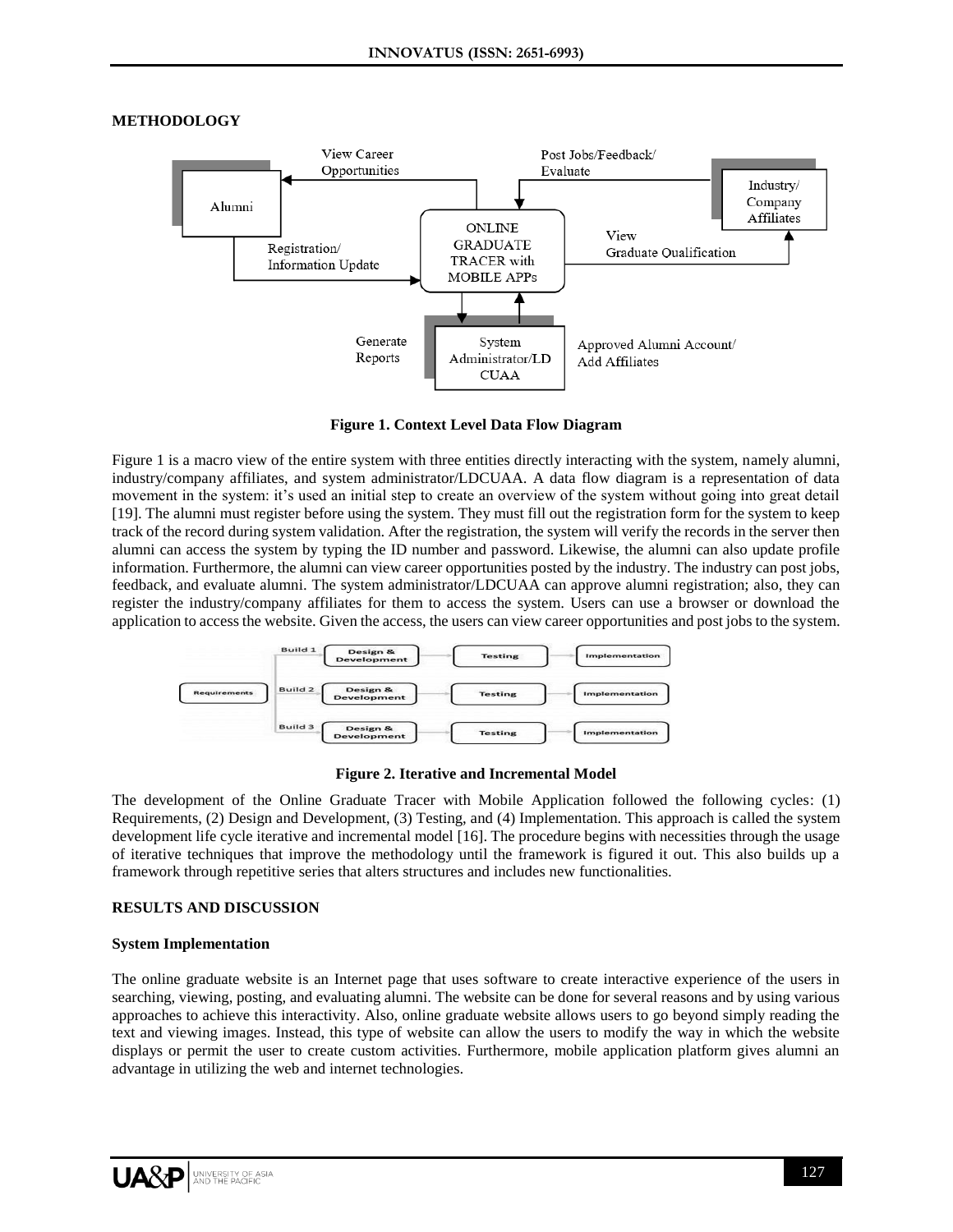## METHODOLOGY

**Figure 1. Context Level Data Flow Diagram**

Figure 1 is a macro view of the entire system with three entities directly interacting with the system, namely alumni, industry/company affiliates, and system administrator/LDCUAA. A data flow diagram is a representation of data movement in the system: it's used an initial step to create an overview of the system without going into great detail [19]. The alumni must register before using the system. They must fill out the registration form for the system to keep track of the record during system validation. After the registration, the system will verify the records in the server then alumni can access the system by typing the ID number and password. Likewise, the alumni can also update profile information. Furthermore, the alumni can view career opportunities posted by the industry. The industry can post jobs, feedback, and evaluate alumni. The system administrator/LDCUAA can approve alumni registration; also, they can register the industry/company affiliates for them to access the system. Users can use a browser or download the application to access the website. Given the access, the users can view career opportunities and post jobs to the system.

**Figure 2. Iterative and Incremental Model**

The development of the Online Graduate Tracer with Mobile Application followed the following cycles: (1) Requirements, (2) Design and Development, (3) Testing, and (4) Implementation. This approach is called the system development life cycle iterative and incremental model [16]. The procedure begins with necessities through the usage of iterative techniques that improve the methodology until the framework is figured it out. This also builds up a framework through repetitive series that alters structures and includes new functionalities.

## RESULTS AND DISCUSSION

### System Implementation

The online graduate website is an Internet page that uses software to create interactive experience of the users in searching, viewing, posting, and evaluating alumni. The website can be done for several reasons and by using various approaches to achieve this interactivity. Also, online graduate website allows users to go beyond simply reading the text and viewing images. Instead, this type of website can allow the users to modify the way in which the website displays or permit the user to create custom activities. Furthermore, mobile application platform gives alumni an advantage in utilizing the web and internet technologies.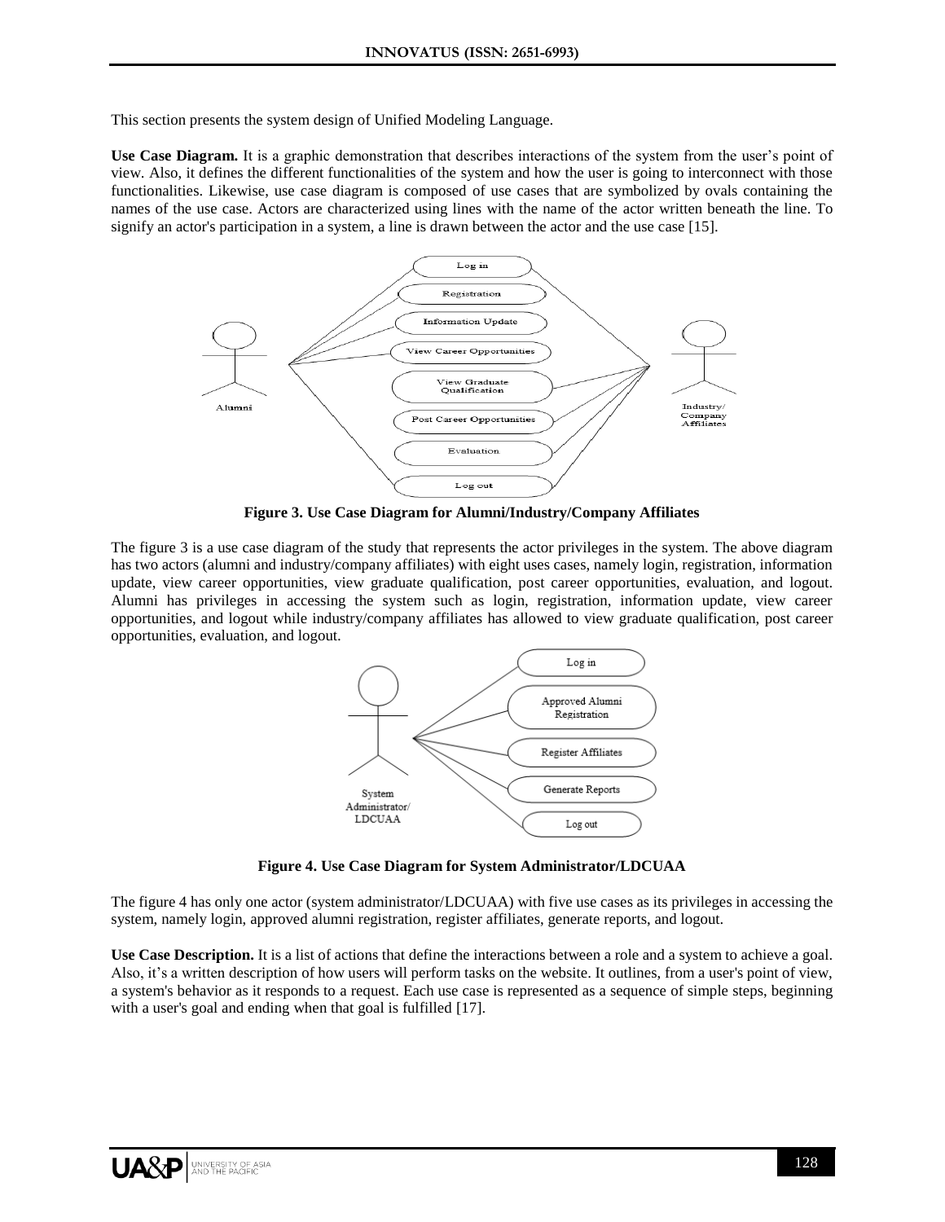This section presents the system design of Unified Modeling Language.

**Use Case Diagram.** It is a graphic demonstration that describes interactions of the system from the user's point of view. Also, it defines the different functionalities of the system and how the user is going to interconnect with those functionalities. Likewise, use case diagram is composed of use cases that are symbolized by ovals containing the names of the use case. Actors are characterized using lines with the name of the actor written beneath the line. To signify an actor's participation in a system, a line is drawn between the actor and the use case [15].

**Figure 3. Use Case Diagram for Alumni/Industry/Company Affiliates**

The figure 3 is a use case diagram of the study that represents the actor privileges in the system. The above diagram has two actors (alumni and industry/company affiliates) with eight uses cases, namely login, registration, information update, view career opportunities, view graduate qualification, post career opportunities, evaluation, and logout. Alumni has privileges in accessing the system such as login, registration, information update, view career opportunities, and logout while industry/company affiliates has allowed to view graduate qualification, post career opportunities, evaluation, and logout.

**Figure 4. Use Case Diagram for System Administrator/LDCUAA**

The figure 4 has only one actor (system administrator/LDCUAA) with five use cases as its privileges in accessing the system, namely login, approved alumni registration, register affiliates, generate reports, and logout.

**Use Case Description.** It is a list of actions that define the interactions between a role and a system to achieve a goal. Also, it's a written description of how users will perform tasks on the website. It outlines, from a user's point of view, a system's behavior as it responds to a request. Each use case is represented as a sequence of simple steps, beginning with a user's goal and ending when that goal is fulfilled [17].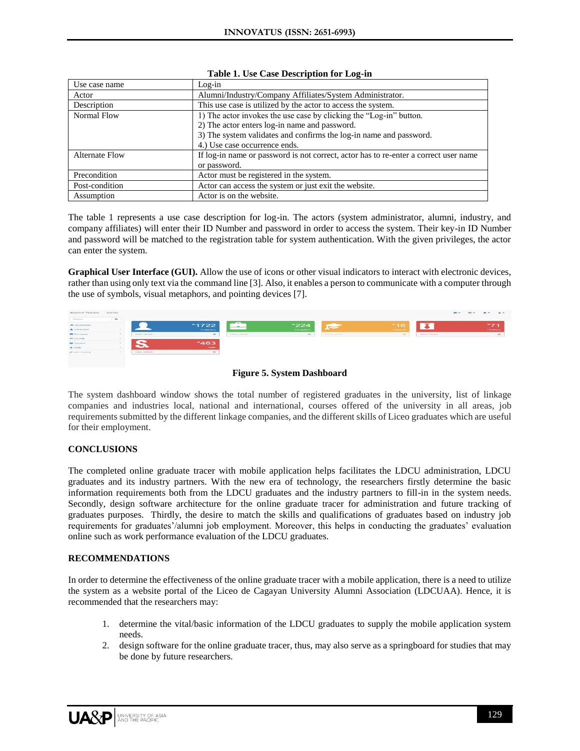**Table 1. Use Case Description for Log-in**

| Use case name | Log-in |
|---|---|
| Actor | Alumni/Industry/Company Affiliates/System Administrator. |
| Description | This use case is utilized by the actor to access the system. |
| Normal Flow | 1) The actor invokes the use case by clicking the "Log-in" button.<br>2) The actor enters log-in name and password.<br>3) The system validates and confirms the log-in name and password.<br>4.) Use case occurrence ends. |
| Alternate Flow | If log-in name or password is not correct, actor has to re-enter a correct user name or password. |
| Precondition | Actor must be registered in the system. |
| Post-condition | Actor can access the system or just exit the website. |
| Assumption | Actor is on the website. |

The table 1 represents a use case description for log-in. The actors (system administrator, alumni, industry, and company affiliates) will enter their ID Number and password in order to access the system. Their key-in ID Number and password will be matched to the registration table for system authentication. With the given privileges, the actor can enter the system.

**Graphical User Interface (GUI).** Allow the use of icons or other visual indicators to interact with electronic devices, rather than using only text via the command line [3]. Also, it enables a person to communicate with a computer through the use of symbols, visual metaphors, and pointing devices [7].

**Figure 5. System Dashboard**

The system dashboard window shows the total number of registered graduates in the university, list of linkage companies and industries local, national and international, courses offered of the university in all areas, job requirements submitted by the different linkage companies, and the different skills of Liceo graduates which are useful for their employment.

## CONCLUSIONS

The completed online graduate tracer with mobile application helps facilitates the LDCU administration, LDCU graduates and its industry partners. With the new era of technology, the researchers firstly determine the basic information requirements both from the LDCU graduates and the industry partners to fill-in in the system needs. Secondly, design software architecture for the online graduate tracer for administration and future tracking of graduates purposes. Thirdly, the desire to match the skills and qualifications of graduates based on industry job requirements for graduates'/alumni job employment. Moreover, this helps in conducting the graduates' evaluation online such as work performance evaluation of the LDCU graduates.

## RECOMMENDATIONS

In order to determine the effectiveness of the online graduate tracer with a mobile application, there is a need to utilize the system as a website portal of the Liceo de Cagayan University Alumni Association (LDCUAA). Hence, it is recommended that the researchers may:

1. determine the vital/basic information of the LDCU graduates to supply the mobile application system needs.
2. design software for the online graduate tracer, thus, may also serve as a springboard for studies that may be done by future researchers.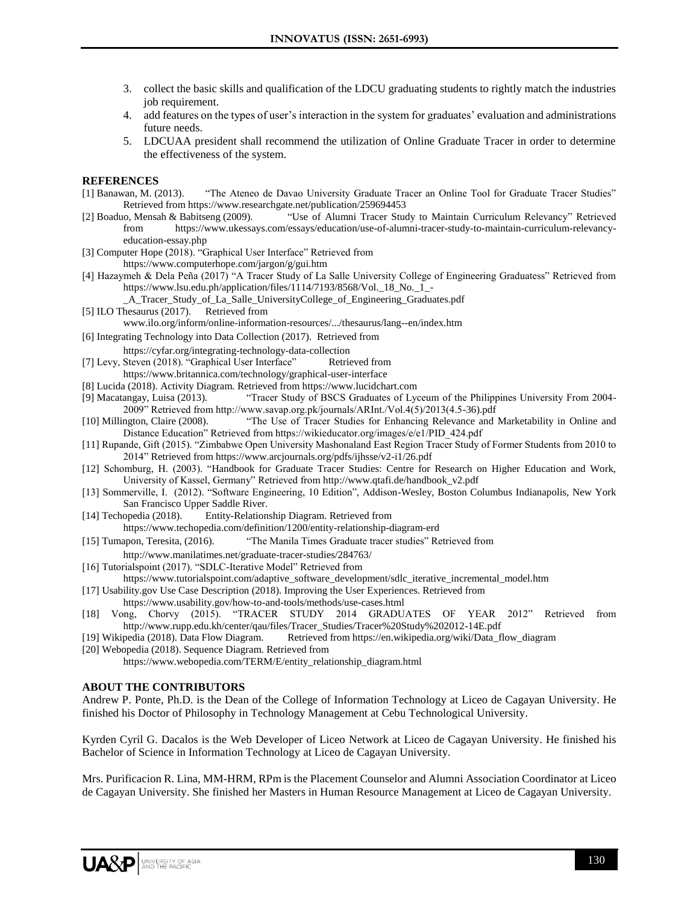3. collect the basic skills and qualification of the LDCU graduating students to rightly match the industries job requirement.
4. add features on the types of user's interaction in the system for graduates' evaluation and administrations future needs.
5. LDCUAA president shall recommend the utilization of Online Graduate Tracer in order to determine the effectiveness of the system.

## REFERENCES

[1] Banawan, M. (2013). "The Ateneo de Davao University Graduate Tracer an Online Tool for Graduate Tracer Studies" Retrieved from https://www.researchgate.net/publication/259694453

[2] Boaduo, Mensah & Babitseng (2009). "Use of Alumni Tracer Study to Maintain Curriculum Relevancy" Retrieved from https://www.ukessays.com/essays/education/use-of-alumni-tracer-study-to-maintain-curriculum-relevancy-education-essay.php

[3] Computer Hope (2018). "Graphical User Interface" Retrieved from https://www.computerhope.com/jargon/g/gui.htm

[4] Hazaymeh & Dela Peña (2017) "A Tracer Study of La Salle University College of Engineering Graduatess" Retrieved from https://www.lsu.edu.ph/application/files/1114/7193/8568/Vol._18_No._1_-_A_Tracer_Study_of_La_Salle_UniversityCollege_of_Engineering_Graduates.pdf

[5] ILO Thesaurus (2017). Retrieved from www.ilo.org/inform/online-information-resources/.../thesaurus/lang--en/index.htm

[6] Integrating Technology into Data Collection (2017). Retrieved from https://cyfar.org/integrating-technology-data-collection

[7] Levy, Steven (2018). "Graphical User Interface" Retrieved from https://www.britannica.com/technology/graphical-user-interface

[8] Lucida (2018). Activity Diagram. Retrieved from https://www.lucidchart.com

[9] Macatangay, Luisa (2013). "Tracer Study of BSCS Graduates of Lyceum of the Philippines University From 2004-2009" Retrieved from http://www.savap.org.pk/journals/ARInt./Vol.4(5)/2013(4.5-36).pdf

[10] Millington, Claire (2008). "The Use of Tracer Studies for Enhancing Relevance and Marketability in Online and Distance Education" Retrieved from https://wikieducator.org/images/e/e1/PID_424.pdf

[11] Rupande, Gift (2015). "Zimbabwe Open University Mashonaland East Region Tracer Study of Former Students from 2010 to 2014" Retrieved from https://www.arcjournals.org/pdfs/ijhsse/v2-i1/26.pdf

[12] Schomburg, H. (2003). "Handbook for Graduate Tracer Studies: Centre for Research on Higher Education and Work, University of Kassel, Germany" Retrieved from http://www.qtafi.de/handbook_v2.pdf

[13] Sommerville, I. (2012). "Software Engineering, 10 Edition", Addison-Wesley, Boston Columbus Indianapolis, New York San Francisco Upper Saddle River.

[14] Techopedia (2018). Entity-Relationship Diagram. Retrieved from https://www.techopedia.com/definition/1200/entity-relationship-diagram-erd

[15] Tumapon, Teresita, (2016). "The Manila Times Graduate tracer studies" Retrieved from http://www.manilatimes.net/graduate-tracer-studies/284763/

[16] Tutorialspoint (2017). "SDLC-Iterative Model" Retrieved from https://www.tutorialspoint.com/adaptive_software_development/sdlc_iterative_incremental_model.htm

[17] Usability.gov Use Case Description (2018). Improving the User Experiences. Retrieved from https://www.usability.gov/how-to-and-tools/methods/use-cases.html

[18] Vong, Chorvy (2015). "TRACER STUDY 2014 GRADUATES OF YEAR 2012" Retrieved from http://www.rupp.edu.kh/center/qau/files/Tracer_Studies/Tracer%20Study%202012-14E.pdf

[19] Wikipedia (2018). Data Flow Diagram. Retrieved from https://en.wikipedia.org/wiki/Data_flow_diagram

[20] Webopedia (2018). Sequence Diagram. Retrieved from https://www.webopedia.com/TERM/E/entity_relationship_diagram.html

## ABOUT THE CONTRIBUTORS

Andrew P. Ponte, Ph.D. is the Dean of the College of Information Technology at Liceo de Cagayan University. He finished his Doctor of Philosophy in Technology Management at Cebu Technological University.

Kyrden Cyril G. Dacalos is the Web Developer of Liceo Network at Liceo de Cagayan University. He finished his Bachelor of Science in Information Technology at Liceo de Cagayan University.

Mrs. Purificacion R. Lina, MM-HRM, RPm is the Placement Counselor and Alumni Association Coordinator at Liceo de Cagayan University. She finished her Masters in Human Resource Management at Liceo de Cagayan University.